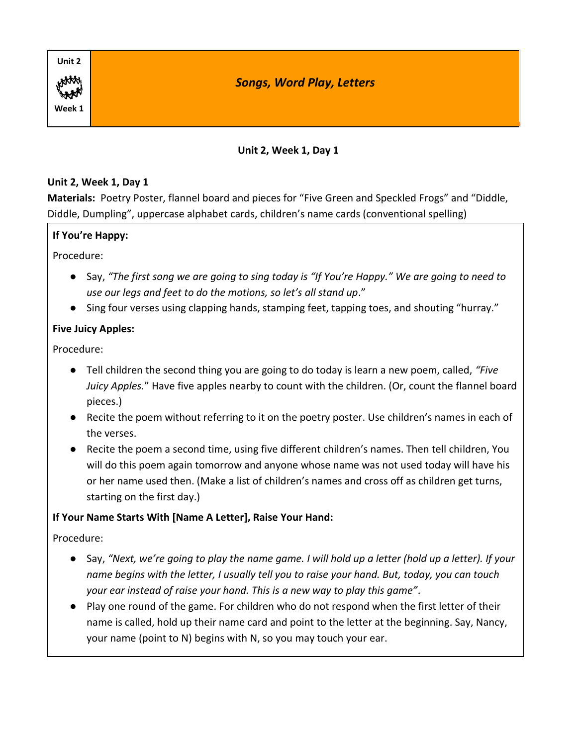Unit 2

Week 1

# *Songs, Word Play, Letters*

**Unit 2, Week 1, Day 1**

**Unit 2, Week 1, Day 1**

**Materials:** Poetry Poster, flannel board and pieces for "Five Green and Speckled Frogs" and "Diddle, Diddle, Dumpling", uppercase alphabet cards, children's name cards (conventional spelling)

**If You're Happy:**

Procedure:

- Say, *"The first song we are going to sing today is "If You're Happy." We are going to need to use our legs and feet to do the motions, so let's all stand up*."
- Sing four verses using clapping hands, stamping feet, tapping toes, and shouting "hurray."

**Five Juicy Apples:**

Procedure:

- Tell children the second thing you are going to do today is learn a new poem, called, *"Five Juicy Apples.*" Have five apples nearby to count with the children. (Or, count the flannel board pieces.)
- Recite the poem without referring to it on the poetry poster. Use children's names in each of the verses.
- Recite the poem a second time, using five different children's names. Then tell children, You will do this poem again tomorrow and anyone whose name was not used today will have his or her name used then. (Make a list of children's names and cross off as children get turns, starting on the first day.)

**If Your Name Starts With [Name A Letter], Raise Your Hand:**

Procedure:

- Say, *"Next, we're going to play the name game. I will hold up a letter (hold up a letter). If your name begins with the letter, I usually tell you to raise your hand. But, today, you can touch your ear instead of raise your hand. This is a new way to play this game"*.
- Play one round of the game. For children who do not respond when the first letter of their name is called, hold up their name card and point to the letter at the beginning. Say, Nancy, your name (point to N) begins with N, so you may touch your ear.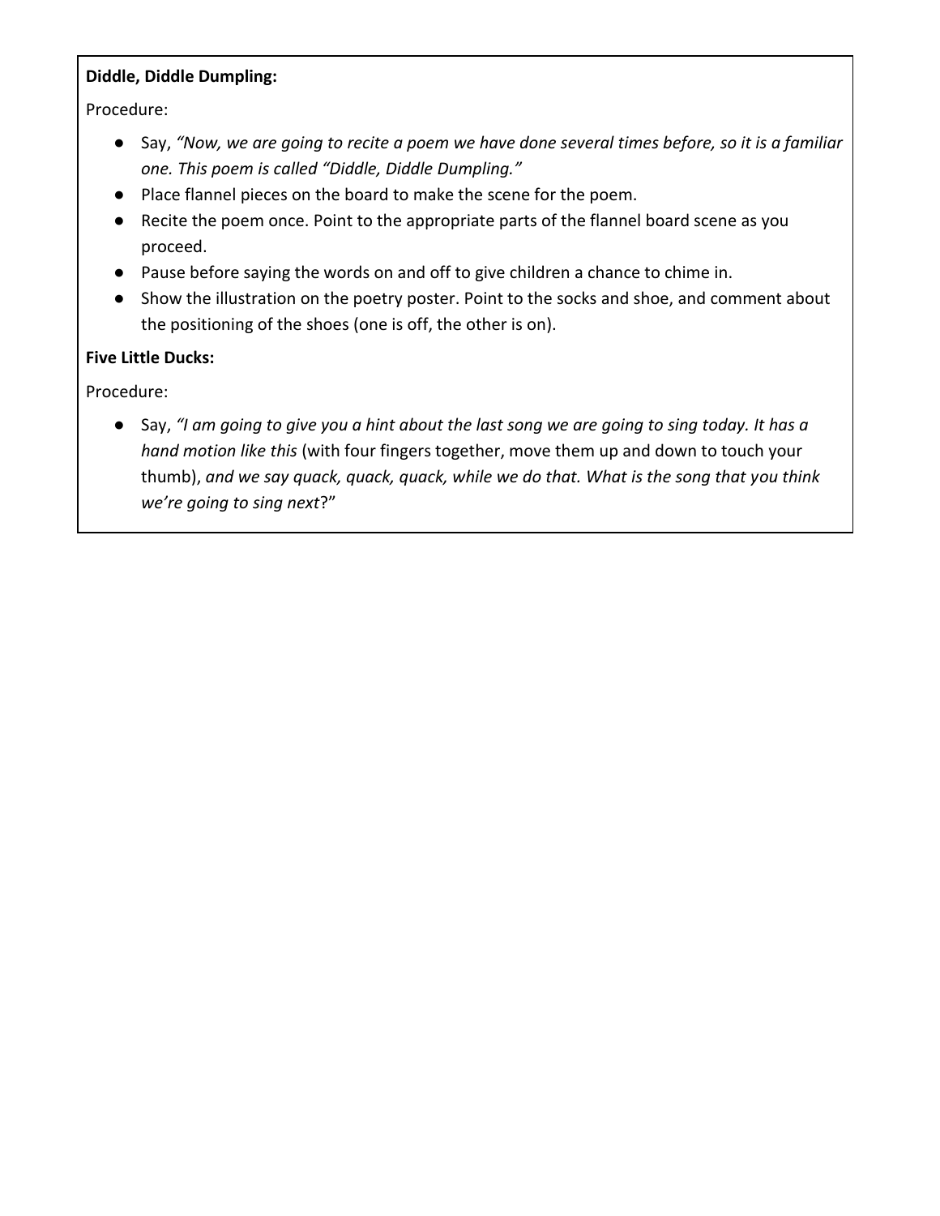**Diddle, Diddle Dumpling:**

Procedure:

- Say, *"Now, we are going to recite a poem we have done several times before, so it is a familiar one. This poem is called "Diddle, Diddle Dumpling."*
- Place flannel pieces on the board to make the scene for the poem.
- Recite the poem once. Point to the appropriate parts of the flannel board scene as you proceed.
- Pause before saying the words on and off to give children a chance to chime in.
- Show the illustration on the poetry poster. Point to the socks and shoe, and comment about the positioning of the shoes (one is off, the other is on).

**Five Little Ducks:**

Procedure:

- Say, *"I am going to give you a hint about the last song we are going to sing today. It has a hand motion like this* (with four fingers together, move them up and down to touch your thumb), *and we say quack, quack, quack, while we do that. What is the song that you think we're going to sing next*?"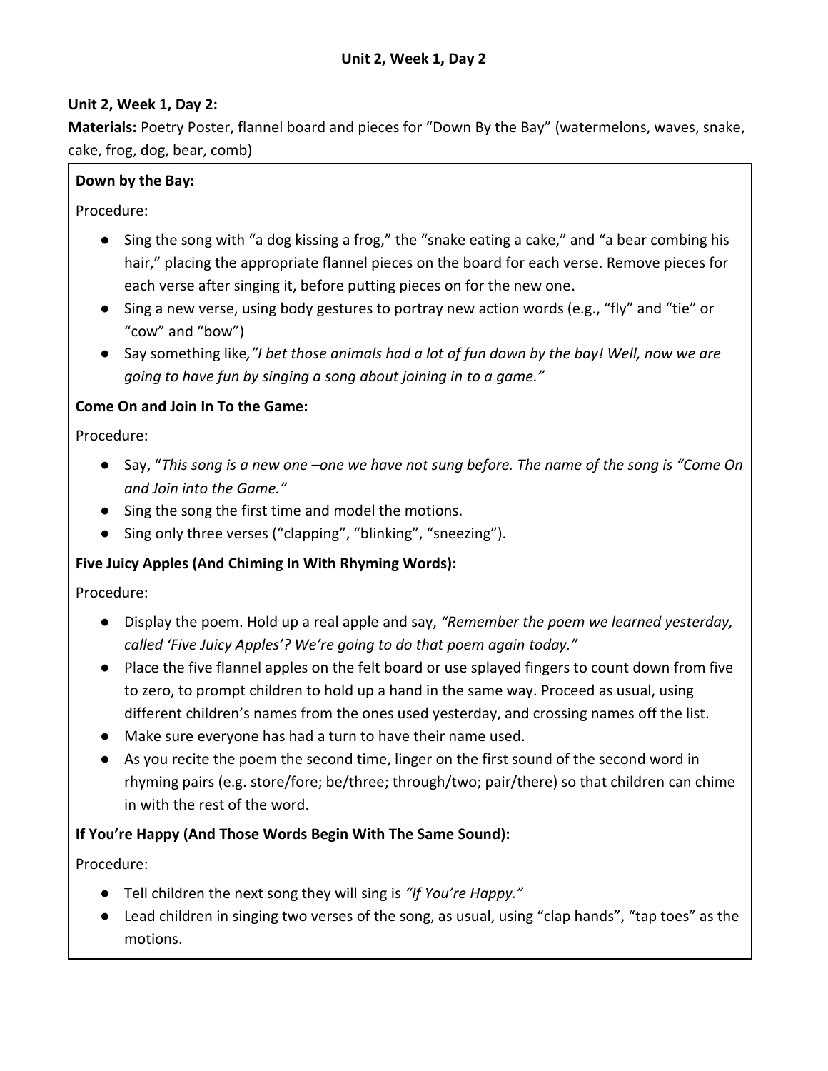## Unit 2, Week 1, Day 2

**Unit 2, Week 1, Day 2:**

**Materials:** Poetry Poster, flannel board and pieces for "Down By the Bay" (watermelons, waves, snake, cake, frog, dog, bear, comb)

**Down by the Bay:**

Procedure:

- Sing the song with "a dog kissing a frog," the "snake eating a cake," and "a bear combing his hair," placing the appropriate flannel pieces on the board for each verse. Remove pieces for each verse after singing it, before putting pieces on for the new one.
- Sing a new verse, using body gestures to portray new action words (e.g., "fly" and "tie" or "cow" and "bow")
- Say something like*,"I bet those animals had a lot of fun down by the bay! Well, now we are going to have fun by singing a song about joining in to a game."*

**Come On and Join In To the Game:**

Procedure:

- Say, "*This song is a new one –one we have not sung before. The name of the song is "Come On and Join into the Game."*
- Sing the song the first time and model the motions.
- Sing only three verses ("clapping", "blinking", "sneezing").

**Five Juicy Apples (And Chiming In With Rhyming Words):**

Procedure:

- Display the poem. Hold up a real apple and say, *"Remember the poem we learned yesterday, called 'Five Juicy Apples'? We're going to do that poem again today."*
- Place the five flannel apples on the felt board or use splayed fingers to count down from five to zero, to prompt children to hold up a hand in the same way. Proceed as usual, using different children's names from the ones used yesterday, and crossing names off the list.
- Make sure everyone has had a turn to have their name used.
- As you recite the poem the second time, linger on the first sound of the second word in rhyming pairs (e.g. store/fore; be/three; through/two; pair/there) so that children can chime in with the rest of the word.

**If You're Happy (And Those Words Begin With The Same Sound):**

Procedure:

- Tell children the next song they will sing is *"If You're Happy."*
- Lead children in singing two verses of the song, as usual, using "clap hands", "tap toes" as the motions.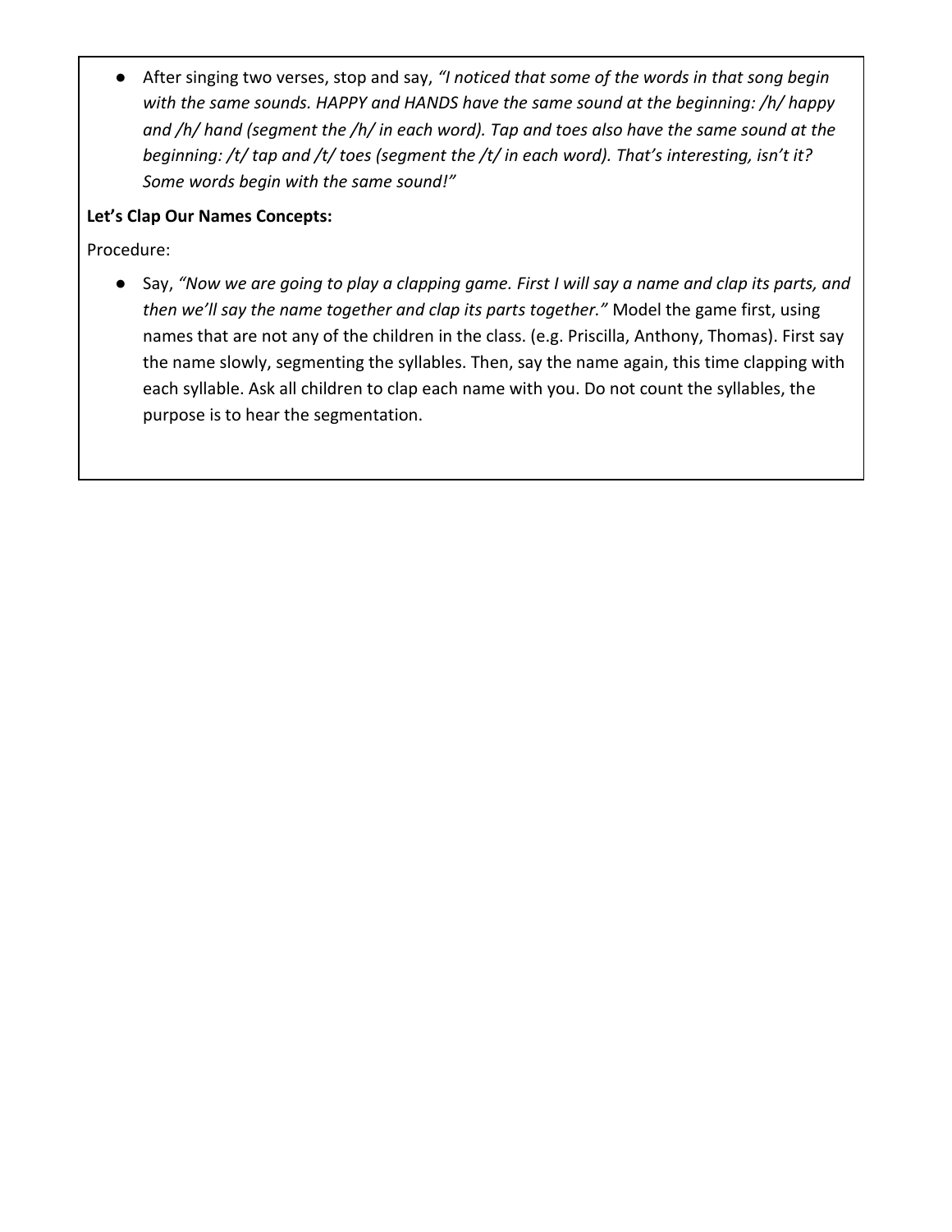- After singing two verses, stop and say, *"I noticed that some of the words in that song begin with the same sounds. HAPPY and HANDS have the same sound at the beginning: /h/ happy and /h/ hand (segment the /h/ in each word). Tap and toes also have the same sound at the beginning: /t/ tap and /t/ toes (segment the /t/ in each word). That's interesting, isn't it? Some words begin with the same sound!"*

**Let's Clap Our Names Concepts:**

Procedure:

- Say, *"Now we are going to play a clapping game. First I will say a name and clap its parts, and then we'll say the name together and clap its parts together."* Model the game first, using names that are not any of the children in the class. (e.g. Priscilla, Anthony, Thomas). First say the name slowly, segmenting the syllables. Then, say the name again, this time clapping with each syllable. Ask all children to clap each name with you. Do not count the syllables, the purpose is to hear the segmentation.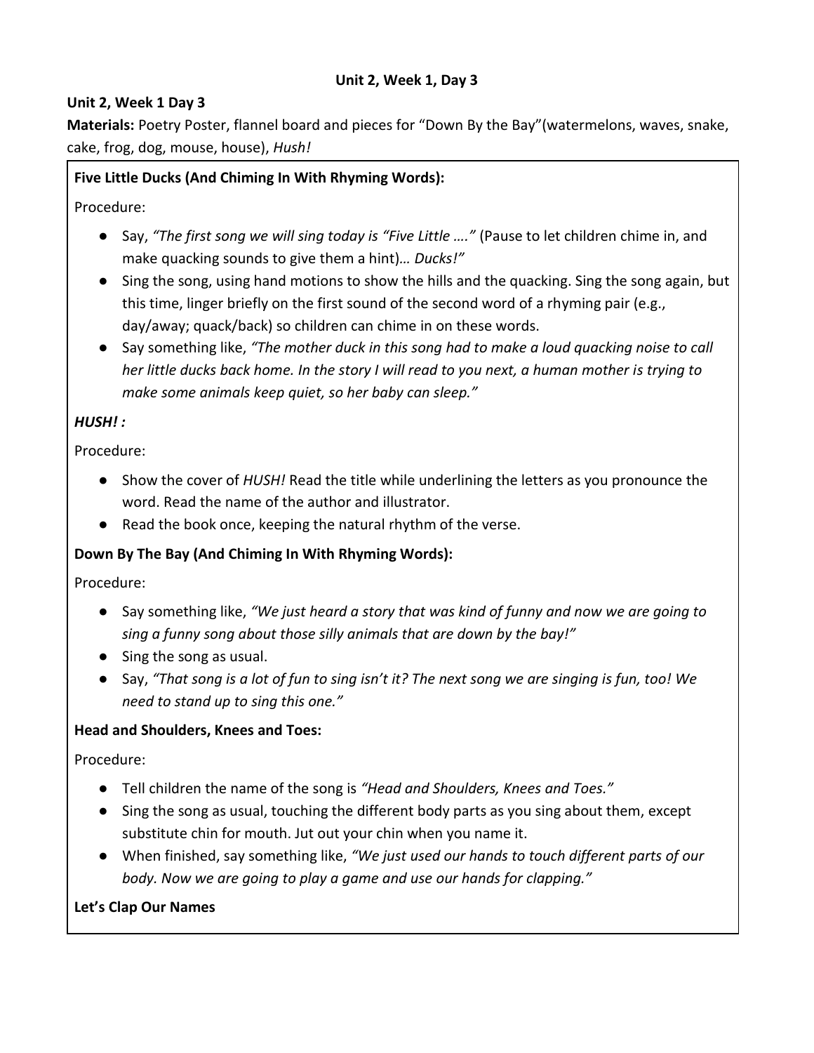**Unit 2, Week 1, Day 3**

**Unit 2, Week 1 Day 3**

**Materials:** Poetry Poster, flannel board and pieces for "Down By the Bay"(watermelons, waves, snake, cake, frog, dog, mouse, house), *Hush!*

**Five Little Ducks (And Chiming In With Rhyming Words):**

Procedure:

- Say, *"The first song we will sing today is "Five Little …."* (Pause to let children chime in, and make quacking sounds to give them a hint)*… Ducks!"*
- Sing the song, using hand motions to show the hills and the quacking. Sing the song again, but this time, linger briefly on the first sound of the second word of a rhyming pair (e.g., day/away; quack/back) so children can chime in on these words.
- Say something like, *"The mother duck in this song had to make a loud quacking noise to call her little ducks back home. In the story I will read to you next, a human mother is trying to make some animals keep quiet, so her baby can sleep."*

***HUSH! :***

Procedure:

- Show the cover of *HUSH!* Read the title while underlining the letters as you pronounce the word. Read the name of the author and illustrator.
- Read the book once, keeping the natural rhythm of the verse.

**Down By The Bay (And Chiming In With Rhyming Words):**

Procedure:

- Say something like, *"We just heard a story that was kind of funny and now we are going to sing a funny song about those silly animals that are down by the bay!"*
- Sing the song as usual.
- Say, *"That song is a lot of fun to sing isn't it? The next song we are singing is fun, too! We need to stand up to sing this one."*

**Head and Shoulders, Knees and Toes:**

Procedure:

- Tell children the name of the song is *"Head and Shoulders, Knees and Toes."*
- Sing the song as usual, touching the different body parts as you sing about them, except substitute chin for mouth. Jut out your chin when you name it.
- When finished, say something like, *"We just used our hands to touch different parts of our body. Now we are going to play a game and use our hands for clapping."*

**Let's Clap Our Names**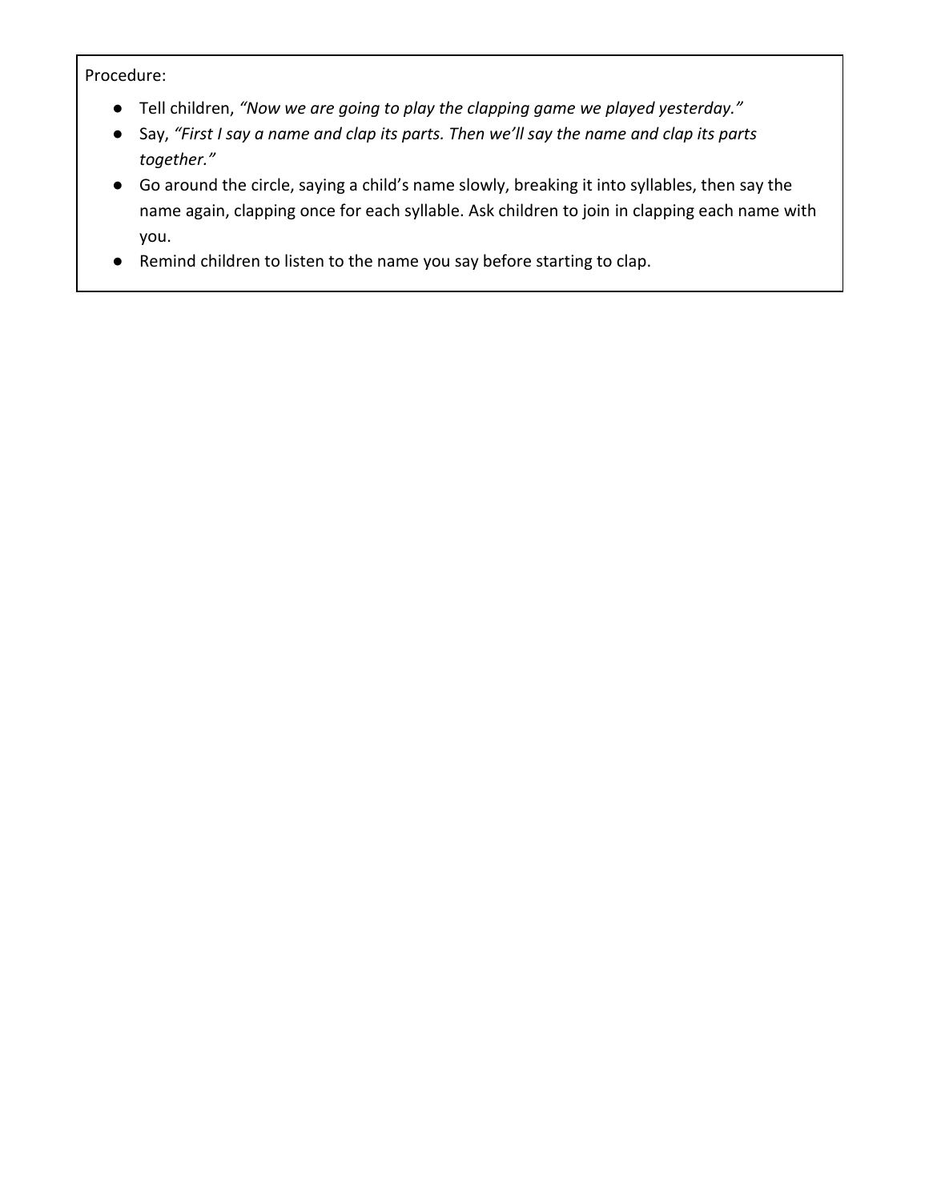Procedure:

- Tell children, *"Now we are going to play the clapping game we played yesterday."*
- Say, *"First I say a name and clap its parts. Then we'll say the name and clap its parts together."*
- Go around the circle, saying a child's name slowly, breaking it into syllables, then say the name again, clapping once for each syllable. Ask children to join in clapping each name with you.
- Remind children to listen to the name you say before starting to clap.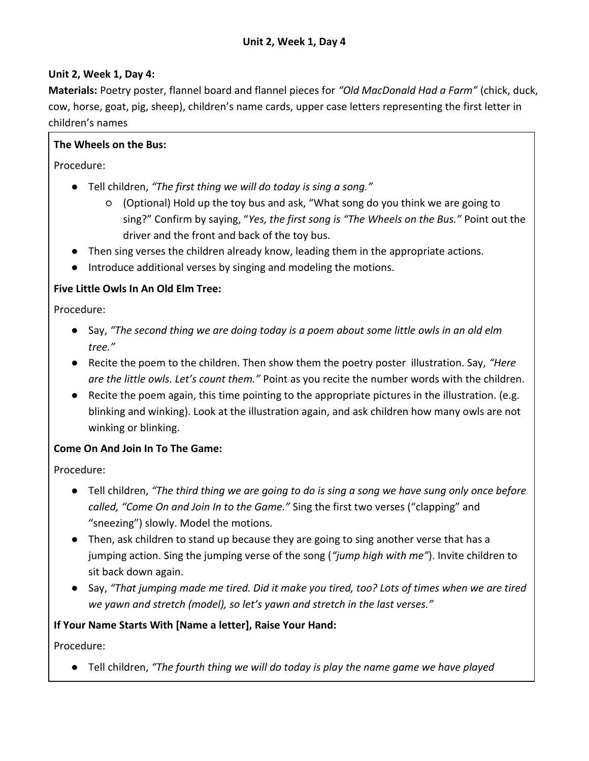## Unit 2, Week 1, Day 4

**Unit 2, Week 1, Day 4:**
**Materials:** Poetry poster, flannel board and flannel pieces for *"Old MacDonald Had a Farm"* (chick, duck, cow, horse, goat, pig, sheep), children's name cards, upper case letters representing the first letter in children's names

**The Wheels on the Bus:**

Procedure:

- Tell children, *"The first thing we will do today is sing a song."*
  - (Optional) Hold up the toy bus and ask, "What song do you think we are going to sing?" Confirm by saying, "*Yes, the first song is "The Wheels on the Bus."* Point out the driver and the front and back of the toy bus.
- Then sing verses the children already know, leading them in the appropriate actions.
- Introduce additional verses by singing and modeling the motions.

**Five Little Owls In An Old Elm Tree:**

Procedure:

- Say, *"The second thing we are doing today is a poem about some little owls in an old elm tree."*
- Recite the poem to the children. Then show them the poetry poster illustration. Say, *"Here are the little owls. Let's count them."* Point as you recite the number words with the children.
- Recite the poem again, this time pointing to the appropriate pictures in the illustration. (e.g. blinking and winking). Look at the illustration again, and ask children how many owls are not winking or blinking.

**Come On And Join In To The Game:**

Procedure:

- Tell children, *"The third thing we are going to do is sing a song we have sung only once before called, "Come On and Join In to the Game."* Sing the first two verses ("clapping" and "sneezing") slowly. Model the motions.
- Then, ask children to stand up because they are going to sing another verse that has a jumping action. Sing the jumping verse of the song (*"jump high with me"*). Invite children to sit back down again.
- Say, *"That jumping made me tired. Did it make you tired, too? Lots of times when we are tired we yawn and stretch (model), so let's yawn and stretch in the last verses."*

**If Your Name Starts With [Name a letter], Raise Your Hand:**

Procedure:

- Tell children, *"The fourth thing we will do today is play the name game we have played*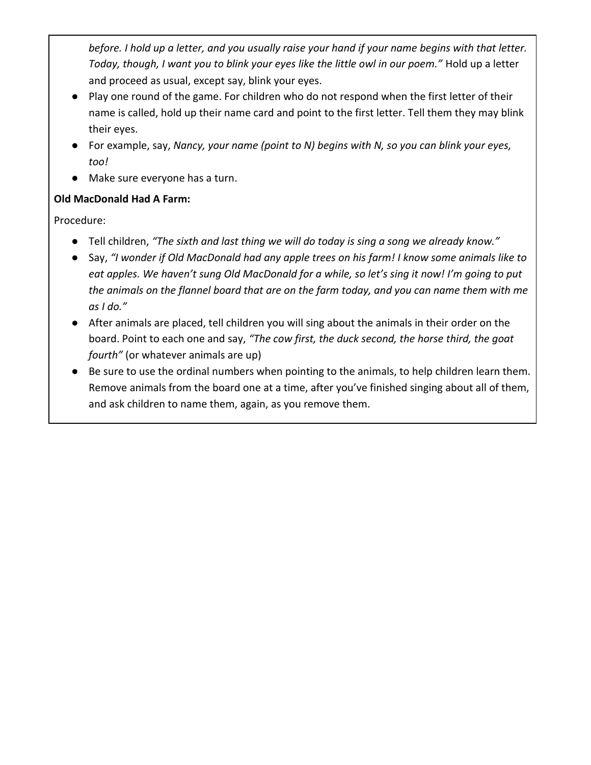*before. I hold up a letter, and you usually raise your hand if your name begins with that letter. Today, though, I want you to blink your eyes like the little owl in our poem."* Hold up a letter and proceed as usual, except say, blink your eyes.

- Play one round of the game. For children who do not respond when the first letter of their name is called, hold up their name card and point to the first letter. Tell them they may blink their eyes.
- For example, say, *Nancy, your name (point to N) begins with N, so you can blink your eyes, too!*
- Make sure everyone has a turn.

**Old MacDonald Had A Farm:**

Procedure:

- Tell children, *"The sixth and last thing we will do today is sing a song we already know."*
- Say, *"I wonder if Old MacDonald had any apple trees on his farm! I know some animals like to eat apples. We haven't sung Old MacDonald for a while, so let's sing it now! I'm going to put the animals on the flannel board that are on the farm today, and you can name them with me as I do."*
- After animals are placed, tell children you will sing about the animals in their order on the board. Point to each one and say, *"The cow first, the duck second, the horse third, the goat fourth"* (or whatever animals are up)
- Be sure to use the ordinal numbers when pointing to the animals, to help children learn them. Remove animals from the board one at a time, after you've finished singing about all of them, and ask children to name them, again, as you remove them.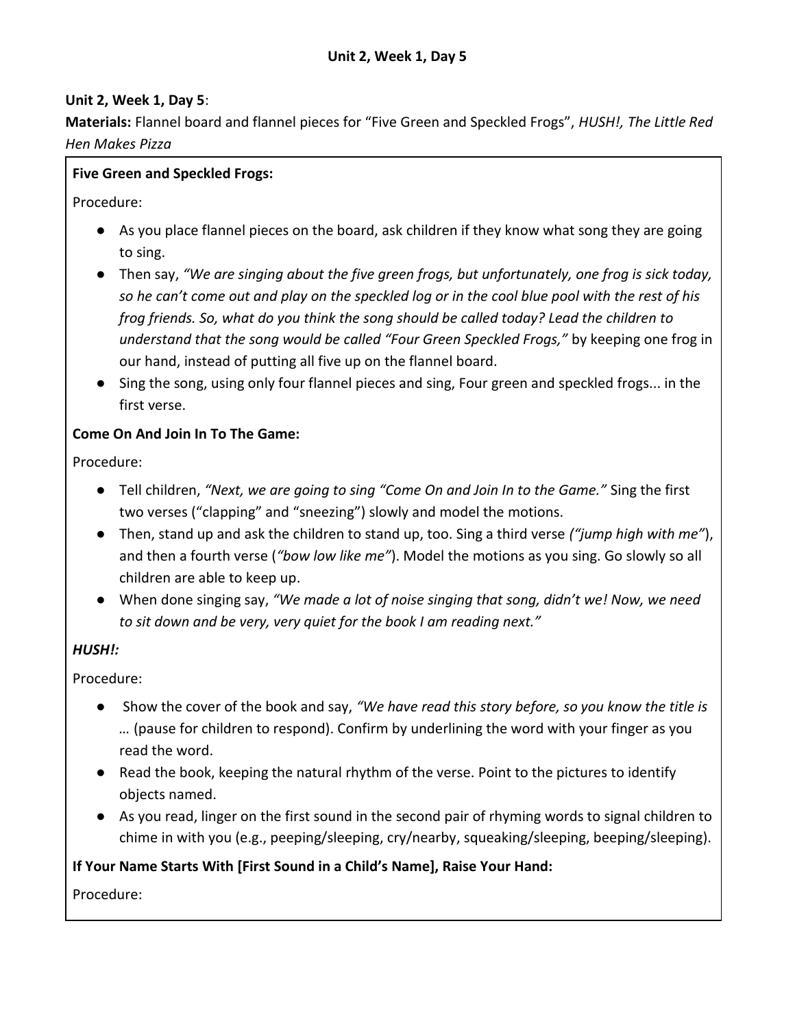**Unit 2, Week 1, Day 5**:

**Materials:** Flannel board and flannel pieces for "Five Green and Speckled Frogs", *HUSH!, The Little Red Hen Makes Pizza*

**Five Green and Speckled Frogs:**

Procedure:

- As you place flannel pieces on the board, ask children if they know what song they are going to sing.
- Then say, *"We are singing about the five green frogs, but unfortunately, one frog is sick today, so he can't come out and play on the speckled log or in the cool blue pool with the rest of his frog friends. So, what do you think the song should be called today? Lead the children to understand that the song would be called "Four Green Speckled Frogs,"* by keeping one frog in our hand, instead of putting all five up on the flannel board.
- Sing the song, using only four flannel pieces and sing, Four green and speckled frogs... in the first verse.

**Come On And Join In To The Game:**

Procedure:

- Tell children, *"Next, we are going to sing "Come On and Join In to the Game."* Sing the first two verses ("clapping" and "sneezing") slowly and model the motions.
- Then, stand up and ask the children to stand up, too. Sing a third verse *("jump high with me"*), and then a fourth verse (*"bow low like me"*). Model the motions as you sing. Go slowly so all children are able to keep up.
- When done singing say, *"We made a lot of noise singing that song, didn't we! Now, we need to sit down and be very, very quiet for the book I am reading next."*

***HUSH!:***

Procedure:

- Show the cover of the book and say, *"We have read this story before, so you know the title is …* (pause for children to respond). Confirm by underlining the word with your finger as you read the word.
- Read the book, keeping the natural rhythm of the verse. Point to the pictures to identify objects named.
- As you read, linger on the first sound in the second pair of rhyming words to signal children to chime in with you (e.g., peeping/sleeping, cry/nearby, squeaking/sleeping, beeping/sleeping).

**If Your Name Starts With [First Sound in a Child's Name], Raise Your Hand:**

Procedure: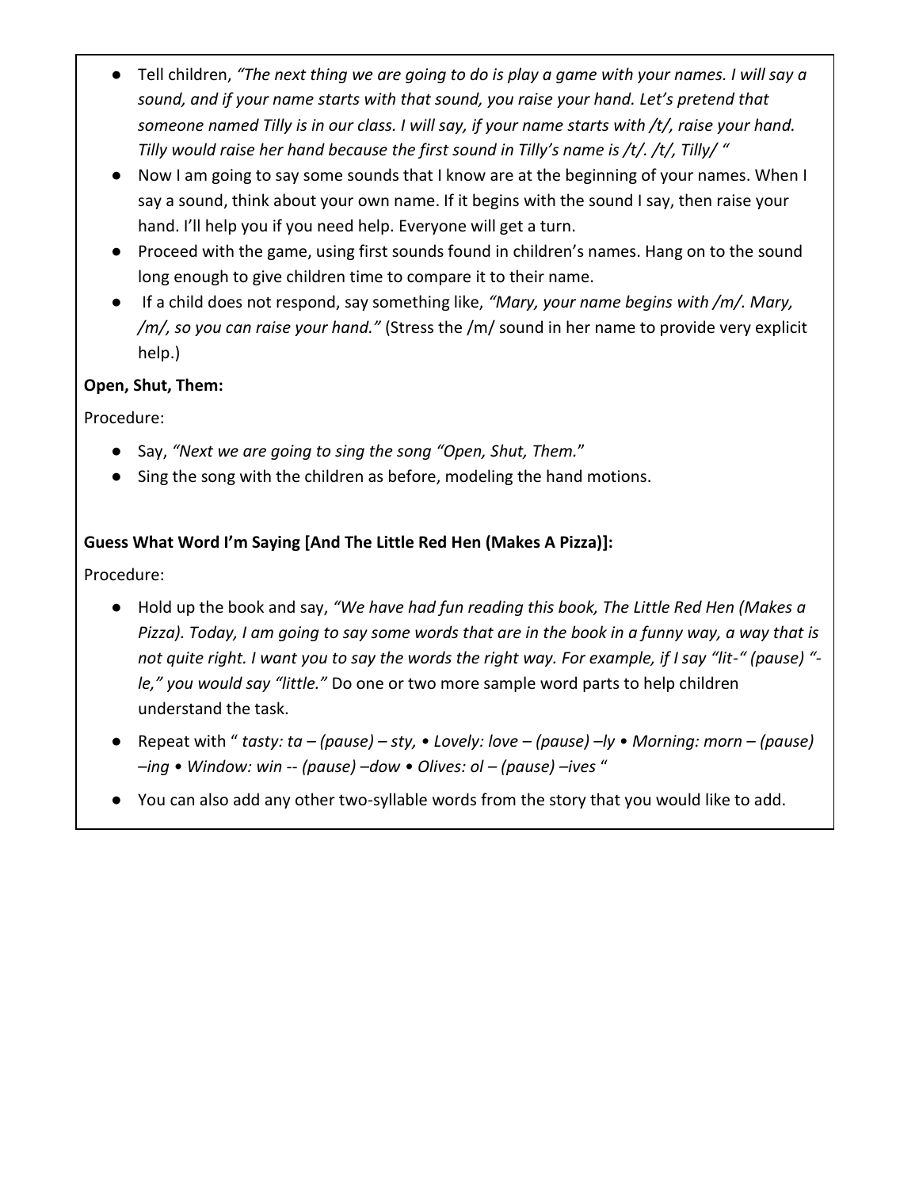- Tell children, *"The next thing we are going to do is play a game with your names. I will say a sound, and if your name starts with that sound, you raise your hand. Let's pretend that someone named Tilly is in our class. I will say, if your name starts with /t/, raise your hand. Tilly would raise her hand because the first sound in Tilly's name is /t/. /t/, Tilly/ "*
- Now I am going to say some sounds that I know are at the beginning of your names. When I say a sound, think about your own name. If it begins with the sound I say, then raise your hand. I'll help you if you need help. Everyone will get a turn.
- Proceed with the game, using first sounds found in children's names. Hang on to the sound long enough to give children time to compare it to their name.
- If a child does not respond, say something like, *"Mary, your name begins with /m/. Mary, /m/, so you can raise your hand."* (Stress the /m/ sound in her name to provide very explicit help.)

**Open, Shut, Them:**

Procedure:

- Say, *"Next we are going to sing the song "Open, Shut, Them."*
- Sing the song with the children as before, modeling the hand motions.

**Guess What Word I'm Saying [And The Little Red Hen (Makes A Pizza)]:**

Procedure:

- Hold up the book and say, *"We have had fun reading this book, The Little Red Hen (Makes a Pizza). Today, I am going to say some words that are in the book in a funny way, a way that is not quite right. I want you to say the words the right way. For example, if I say "lit-" (pause) "-le," you would say "little."* Do one or two more sample word parts to help children understand the task.
- Repeat with " *tasty: ta – (pause) – sty, • Lovely: love – (pause) –ly • Morning: morn – (pause) –ing • Window: win -- (pause) –dow • Olives: ol – (pause) –ives* "
- You can also add any other two-syllable words from the story that you would like to add.